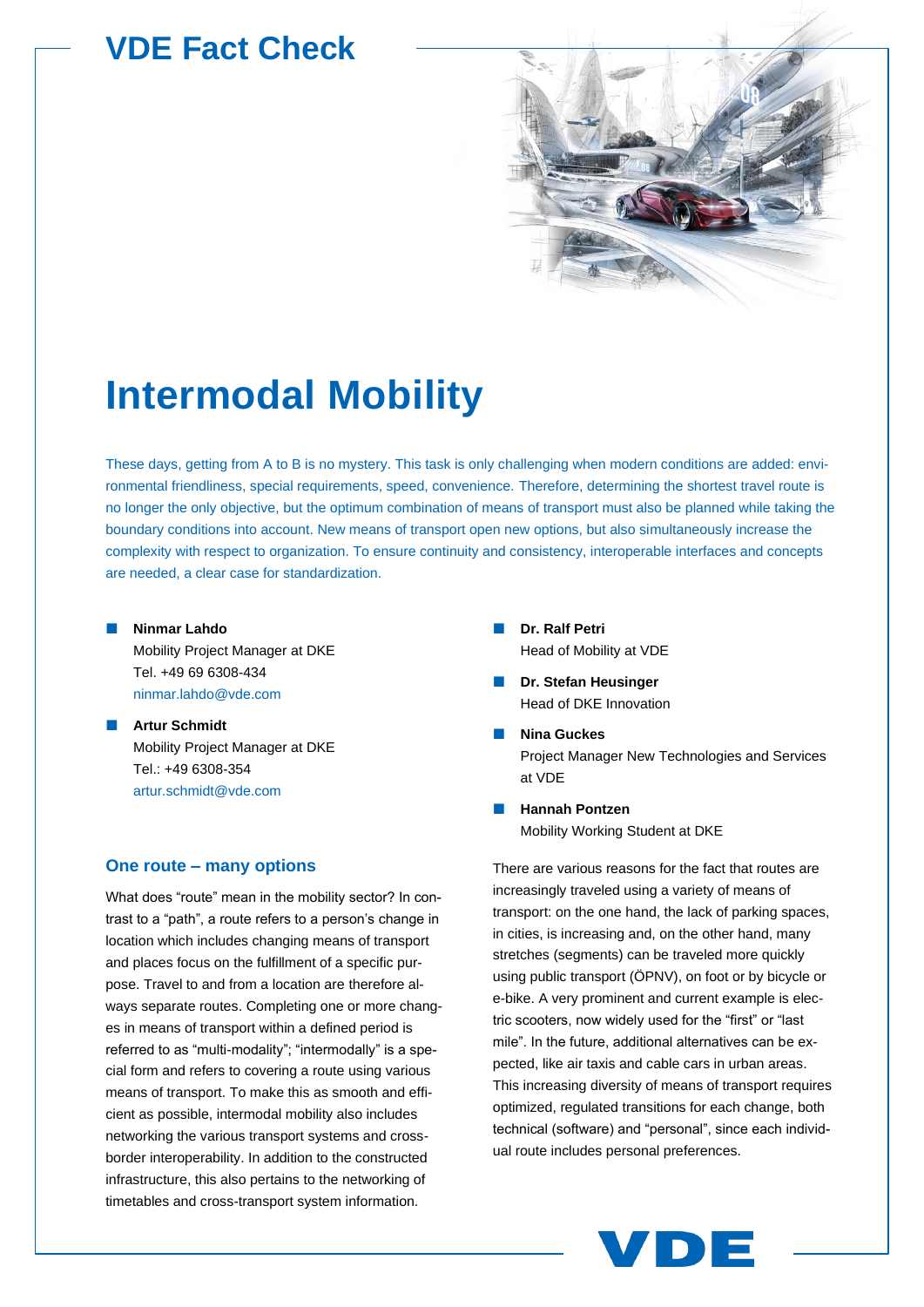# VDE Fact Check

# Intermodal Mobility

These days, getting from A to B is no mystery. This task is only challenging when modern conditions are added: environmental friendliness, special requirements, speed, convenience. Therefore, determining the shortest travel route is no longer the only objective, but the optimum combination of means of transport must also be planned while taking the boundary conditions into account. New means of transport open new options, but also simultaneously increase the complexity with respect to organization. To ensure continuity and consistency, interoperable interfaces and concepts are needed, a clear case for standardization.

- **Ninmar Lahdo**
  Mobility Project Manager at DKE
  Tel. +49 69 6308-434
  ninmar.lahdo@vde.com

- **Artur Schmidt**
  Mobility Project Manager at DKE
  Tel.: +49 6308-354
  artur.schmidt@vde.com

- **Dr. Ralf Petri**
  Head of Mobility at VDE

- **Dr. Stefan Heusinger**
  Head of DKE Innovation

- **Nina Guckes**
  Project Manager New Technologies and Services at VDE

- **Hannah Pontzen**
  Mobility Working Student at DKE

## One route – many options

What does "route" mean in the mobility sector? In contrast to a "path", a route refers to a person's change in location which includes changing means of transport and places focus on the fulfillment of a specific purpose. Travel to and from a location are therefore always separate routes. Completing one or more changes in means of transport within a defined period is referred to as "multi-modality"; "intermodally" is a special form and refers to covering a route using various means of transport. To make this as smooth and efficient as possible, intermodal mobility also includes networking the various transport systems and cross-border interoperability. In addition to the constructed infrastructure, this also pertains to the networking of timetables and cross-transport system information.

There are various reasons for the fact that routes are increasingly traveled using a variety of means of transport: on the one hand, the lack of parking spaces, in cities, is increasing and, on the other hand, many stretches (segments) can be traveled more quickly using public transport (ÖPNV), on foot or by bicycle or e-bike. A very prominent and current example is electric scooters, now widely used for the "first" or "last mile". In the future, additional alternatives can be expected, like air taxis and cable cars in urban areas. This increasing diversity of means of transport requires optimized, regulated transitions for each change, both technical (software) and "personal", since each individual route includes personal preferences.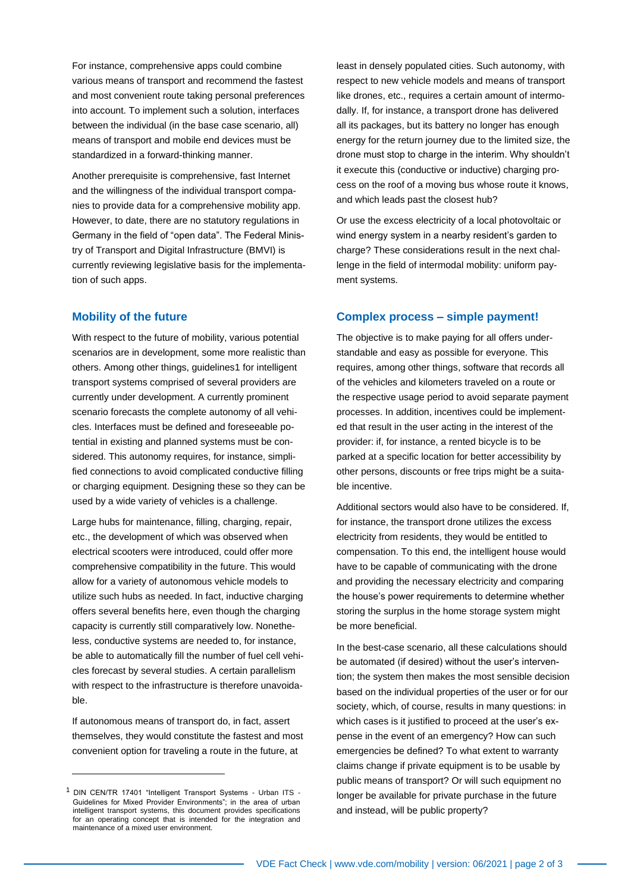For instance, comprehensive apps could combine various means of transport and recommend the fastest and most convenient route taking personal preferences into account. To implement such a solution, interfaces between the individual (in the base case scenario, all) means of transport and mobile end devices must be standardized in a forward-thinking manner.

Another prerequisite is comprehensive, fast Internet and the willingness of the individual transport companies to provide data for a comprehensive mobility app. However, to date, there are no statutory regulations in Germany in the field of "open data". The Federal Ministry of Transport and Digital Infrastructure (BMVI) is currently reviewing legislative basis for the implementation of such apps.

## Mobility of the future

With respect to the future of mobility, various potential scenarios are in development, some more realistic than others. Among other things, guidelines[1] for intelligent transport systems comprised of several providers are currently under development. A currently prominent scenario forecasts the complete autonomy of all vehicles. Interfaces must be defined and foreseeable potential in existing and planned systems must be considered. This autonomy requires, for instance, simplified connections to avoid complicated conductive filling or charging equipment. Designing these so they can be used by a wide variety of vehicles is a challenge.

Large hubs for maintenance, filling, charging, repair, etc., the development of which was observed when electrical scooters were introduced, could offer more comprehensive compatibility in the future. This would allow for a variety of autonomous vehicle models to utilize such hubs as needed. In fact, inductive charging offers several benefits here, even though the charging capacity is currently still comparatively low. Nonetheless, conductive systems are needed to, for instance, be able to automatically fill the number of fuel cell vehicles forecast by several studies. A certain parallelism with respect to the infrastructure is therefore unavoidable.

If autonomous means of transport do, in fact, assert themselves, they would constitute the fastest and most convenient option for traveling a route in the future, at least in densely populated cities. Such autonomy, with respect to new vehicle models and means of transport like drones, etc., requires a certain amount of intermodally. If, for instance, a transport drone has delivered all its packages, but its battery no longer has enough energy for the return journey due to the limited size, the drone must stop to charge in the interim. Why shouldn't it execute this (conductive or inductive) charging process on the roof of a moving bus whose route it knows, and which leads past the closest hub?

Or use the excess electricity of a local photovoltaic or wind energy system in a nearby resident's garden to charge? These considerations result in the next challenge in the field of intermodal mobility: uniform payment systems.

## Complex process – simple payment!

The objective is to make paying for all offers understandable and easy as possible for everyone. This requires, among other things, software that records all of the vehicles and kilometers traveled on a route or the respective usage period to avoid separate payment processes. In addition, incentives could be implemented that result in the user acting in the interest of the provider: if, for instance, a rented bicycle is to be parked at a specific location for better accessibility by other persons, discounts or free trips might be a suitable incentive.

Additional sectors would also have to be considered. If, for instance, the transport drone utilizes the excess electricity from residents, they would be entitled to compensation. To this end, the intelligent house would have to be capable of communicating with the drone and providing the necessary electricity and comparing the house's power requirements to determine whether storing the surplus in the home storage system might be more beneficial.

In the best-case scenario, all these calculations should be automated (if desired) without the user's intervention; the system then makes the most sensible decision based on the individual properties of the user or for our society, which, of course, results in many questions: in which cases is it justified to proceed at the user's expense in the event of an emergency? How can such emergencies be defined? To what extent to warranty claims change if private equipment is to be usable by public means of transport? Or will such equipment no longer be available for private purchase in the future and instead, will be public property?

[1] DIN CEN/TR 17401 "Intelligent Transport Systems - Urban ITS - Guidelines for Mixed Provider Environments"; in the area of urban intelligent transport systems, this document provides specifications for an operating concept that is intended for the integration and maintenance of a mixed user environment.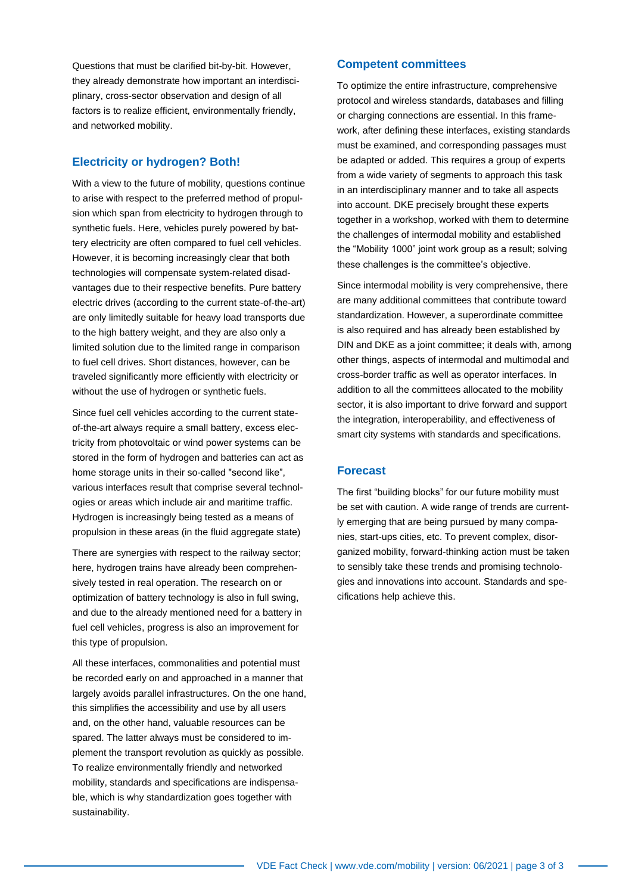Questions that must be clarified bit-by-bit. However, they already demonstrate how important an interdisciplinary, cross-sector observation and design of all factors is to realize efficient, environmentally friendly, and networked mobility.

## Electricity or hydrogen? Both!

With a view to the future of mobility, questions continue to arise with respect to the preferred method of propulsion which span from electricity to hydrogen through to synthetic fuels. Here, vehicles purely powered by battery electricity are often compared to fuel cell vehicles. However, it is becoming increasingly clear that both technologies will compensate system-related disadvantages due to their respective benefits. Pure battery electric drives (according to the current state-of-the-art) are only limitedly suitable for heavy load transports due to the high battery weight, and they are also only a limited solution due to the limited range in comparison to fuel cell drives. Short distances, however, can be traveled significantly more efficiently with electricity or without the use of hydrogen or synthetic fuels.

Since fuel cell vehicles according to the current state-of-the-art always require a small battery, excess electricity from photovoltaic or wind power systems can be stored in the form of hydrogen and batteries can act as home storage units in their so-called "second like", various interfaces result that comprise several technologies or areas which include air and maritime traffic. Hydrogen is increasingly being tested as a means of propulsion in these areas (in the fluid aggregate state)

There are synergies with respect to the railway sector; here, hydrogen trains have already been comprehensively tested in real operation. The research on or optimization of battery technology is also in full swing, and due to the already mentioned need for a battery in fuel cell vehicles, progress is also an improvement for this type of propulsion.

All these interfaces, commonalities and potential must be recorded early on and approached in a manner that largely avoids parallel infrastructures. On the one hand, this simplifies the accessibility and use by all users and, on the other hand, valuable resources can be spared. The latter always must be considered to implement the transport revolution as quickly as possible. To realize environmentally friendly and networked mobility, standards and specifications are indispensable, which is why standardization goes together with sustainability.

## Competent committees

To optimize the entire infrastructure, comprehensive protocol and wireless standards, databases and filling or charging connections are essential. In this framework, after defining these interfaces, existing standards must be examined, and corresponding passages must be adapted or added. This requires a group of experts from a wide variety of segments to approach this task in an interdisciplinary manner and to take all aspects into account. DKE precisely brought these experts together in a workshop, worked with them to determine the challenges of intermodal mobility and established the "Mobility 1000" joint work group as a result; solving these challenges is the committee's objective.

Since intermodal mobility is very comprehensive, there are many additional committees that contribute toward standardization. However, a superordinate committee is also required and has already been established by DIN and DKE as a joint committee; it deals with, among other things, aspects of intermodal and multimodal and cross-border traffic as well as operator interfaces. In addition to all the committees allocated to the mobility sector, it is also important to drive forward and support the integration, interoperability, and effectiveness of smart city systems with standards and specifications.

## Forecast

The first "building blocks" for our future mobility must be set with caution. A wide range of trends are currently emerging that are being pursued by many companies, start-ups cities, etc. To prevent complex, disorganized mobility, forward-thinking action must be taken to sensibly take these trends and promising technologies and innovations into account. Standards and specifications help achieve this.